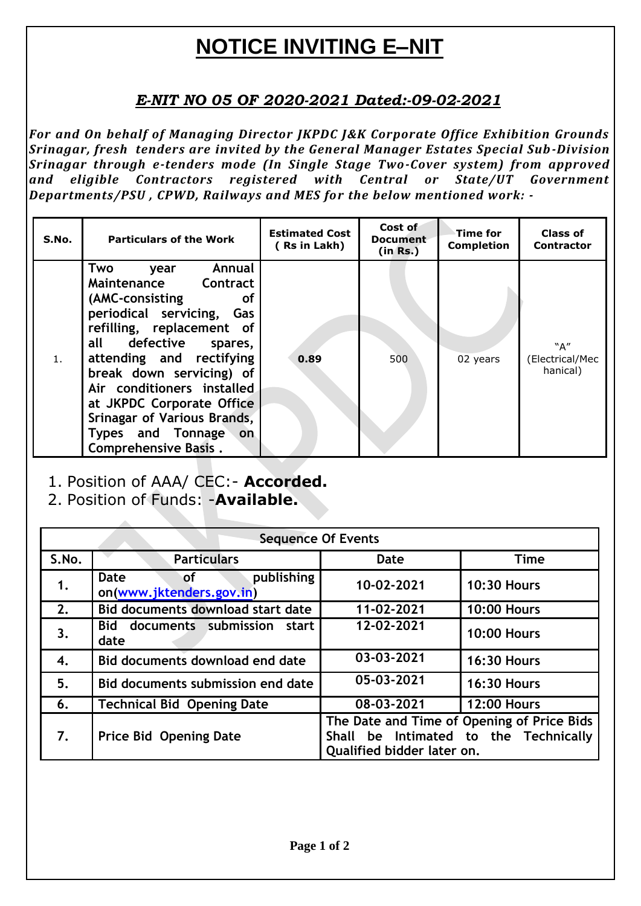# NOTICE INVITING E–NIT

## *E-NIT NO 05 OF 2020-2021 Dated:-09-02-2021*

*For and On behalf of Managing Director JKPDC J&K Corporate Office Exhibition Grounds Srinagar, fresh tenders are invited by the General Manager Estates Special Sub-Division Srinagar through e-tenders mode (In Single Stage Two-Cover system) from approved and eligible Contractors registered with Central or State/UT Government Departments/PSU , CPWD, Railways and MES for the below mentioned work: -*

| S.No. | Particulars of the Work | Estimated Cost ( Rs in Lakh) | Cost of Document (in Rs.) | Time for Completion | Class of Contractor |
|---|---|---|---|---|---|
| 1. | **Two year Annual Maintenance Contract (AMC-consisting of periodical servicing, Gas refilling, replacement of all defective spares, attending and rectifying break down servicing) of Air conditioners installed at JKPDC Corporate Office Srinagar of Various Brands, Types and Tonnage on Comprehensive Basis .** | **0.89** | 500 | 02 years | "A" (Electrical/Mechanical) |

1. Position of AAA/ CEC:- **Accorded.**
2. Position of Funds: -**Available.**

| Sequence Of Events | | | |
|---|---|---|---|
| **S.No.** | **Particulars** | **Date** | **Time** |
| **1.** | **Date of publishing on(www.jktenders.gov.in)** | **10-02-2021** | **10:30 Hours** |
| **2.** | **Bid documents download start date** | **11-02-2021** | **10:00 Hours** |
| **3.** | **Bid documents submission start date** | **12-02-2021** | **10:00 Hours** |
| **4.** | **Bid documents download end date** | **03-03-2021** | **16:30 Hours** |
| **5.** | **Bid documents submission end date** | **05-03-2021** | **16:30 Hours** |
| **6.** | **Technical Bid Opening Date** | **08-03-2021** | **12:00 Hours** |
| **7.** | **Price Bid Opening Date** | **The Date and Time of Opening of Price Bids Shall be Intimated to the Technically Qualified bidder later on.** | |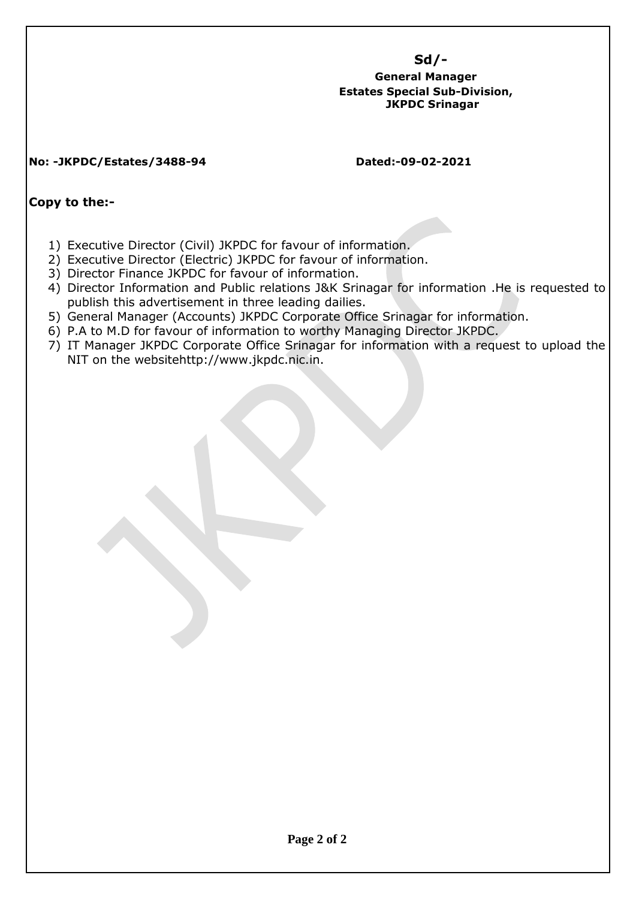**Sd/-**

**General Manager**
**Estates Special Sub-Division,**
**JKPDC Srinagar**

**No: -JKPDC/Estates/3488-94** **Dated:-09-02-2021**

**Copy to the:-**

1) Executive Director (Civil) JKPDC for favour of information.
2) Executive Director (Electric) JKPDC for favour of information.
3) Director Finance JKPDC for favour of information.
4) Director Information and Public relations J&K Srinagar for information .He is requested to publish this advertisement in three leading dailies.
5) General Manager (Accounts) JKPDC Corporate Office Srinagar for information.
6) P.A to M.D for favour of information to worthy Managing Director JKPDC.
7) IT Manager JKPDC Corporate Office Srinagar for information with a request to upload the NIT on the websitehttp://www.jkpdc.nic.in.